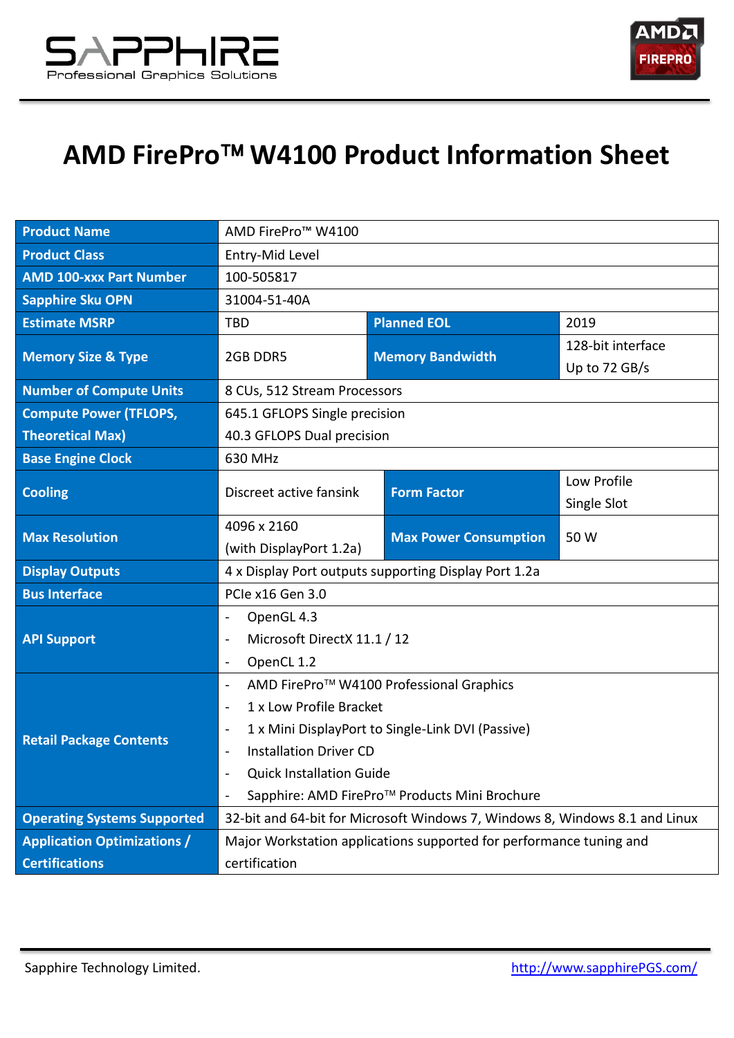# AMD FirePro™ W4100 Product Information Sheet

| | | | |
|---|---|---|---|
| **Product Name** | AMD FirePro™ W4100 | | |
| **Product Class** | Entry-Mid Level | | |
| **AMD 100-xxx Part Number** | 100-505817 | | |
| **Sapphire Sku OPN** | 31004-51-40A | | |
| **Estimate MSRP** | TBD | **Planned EOL** | 2019 |
| **Memory Size & Type** | 2GB DDR5 | **Memory Bandwidth** | 128-bit interface<br>Up to 72 GB/s |
| **Number of Compute Units** | 8 CUs, 512 Stream Processors | | |
| **Compute Power (TFLOPS, Theoretical Max)** | 645.1 GFLOPS Single precision<br>40.3 GFLOPS Dual precision | | |
| **Base Engine Clock** | 630 MHz | | |
| **Cooling** | Discreet active fansink | **Form Factor** | Low Profile<br>Single Slot |
| **Max Resolution** | 4096 x 2160<br>(with DisplayPort 1.2a) | **Max Power Consumption** | 50 W |
| **Display Outputs** | 4 x Display Port outputs supporting Display Port 1.2a | | |
| **Bus Interface** | PCIe x16 Gen 3.0 | | |
| **API Support** | - OpenGL 4.3<br>- Microsoft DirectX 11.1 / 12<br>- OpenCL 1.2 | | |
| **Retail Package Contents** | - AMD FirePro™ W4100 Professional Graphics<br>- 1 x Low Profile Bracket<br>- 1 x Mini DisplayPort to Single-Link DVI (Passive)<br>- Installation Driver CD<br>- Quick Installation Guide<br>- Sapphire: AMD FirePro™ Products Mini Brochure | | |
| **Operating Systems Supported** | 32-bit and 64-bit for Microsoft Windows 7, Windows 8, Windows 8.1 and Linux | | |
| **Application Optimizations / Certifications** | Major Workstation applications supported for performance tuning and certification | | |

Sapphire Technology Limited. http://www.sapphirePGS.com/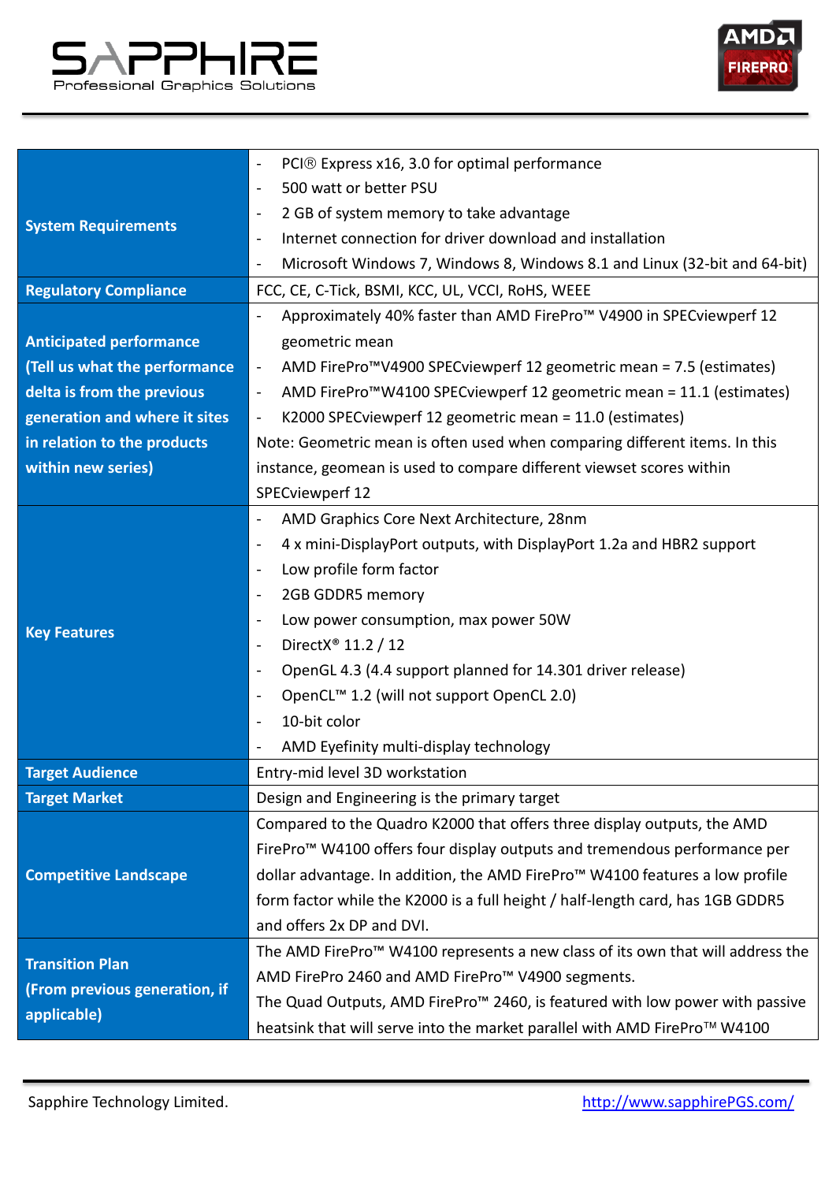| | |
|---|---|
| **System Requirements** | - PCI® Express x16, 3.0 for optimal performance<br>- 500 watt or better PSU<br>- 2 GB of system memory to take advantage<br>- Internet connection for driver download and installation<br>- Microsoft Windows 7, Windows 8, Windows 8.1 and Linux (32-bit and 64-bit) |
| **Regulatory Compliance** | FCC, CE, C-Tick, BSMI, KCC, UL, VCCI, RoHS, WEEE |
| **Anticipated performance (Tell us what the performance delta is from the previous generation and where it sites in relation to the products within new series)** | - Approximately 40% faster than AMD FirePro™ V4900 in SPECviewperf 12 geometric mean<br>- AMD FirePro™V4900 SPECviewperf 12 geometric mean = 7.5 (estimates)<br>- AMD FirePro™W4100 SPECviewperf 12 geometric mean = 11.1 (estimates)<br>- K2000 SPECviewperf 12 geometric mean = 11.0 (estimates)<br>Note: Geometric mean is often used when comparing different items. In this instance, geomean is used to compare different viewset scores within SPECviewperf 12 |
| **Key Features** | - AMD Graphics Core Next Architecture, 28nm<br>- 4 x mini-DisplayPort outputs, with DisplayPort 1.2a and HBR2 support<br>- Low profile form factor<br>- 2GB GDDR5 memory<br>- Low power consumption, max power 50W<br>- DirectX® 11.2 / 12<br>- OpenGL 4.3 (4.4 support planned for 14.301 driver release)<br>- OpenCL™ 1.2 (will not support OpenCL 2.0)<br>- 10-bit color<br>- AMD Eyefinity multi-display technology |
| **Target Audience** | Entry-mid level 3D workstation |
| **Target Market** | Design and Engineering is the primary target |
| **Competitive Landscape** | Compared to the Quadro K2000 that offers three display outputs, the AMD FirePro™ W4100 offers four display outputs and tremendous performance per dollar advantage. In addition, the AMD FirePro™ W4100 features a low profile form factor while the K2000 is a full height / half-length card, has 1GB GDDR5 and offers 2x DP and DVI. |
| **Transition Plan (From previous generation, if applicable)** | The AMD FirePro™ W4100 represents a new class of its own that will address the AMD FirePro 2460 and AMD FirePro™ V4900 segments.<br>The Quad Outputs, AMD FirePro™ 2460, is featured with low power with passive heatsink that will serve into the market parallel with AMD FirePro™ W4100 |

Sapphire Technology Limited. http://www.sapphirePGS.com/